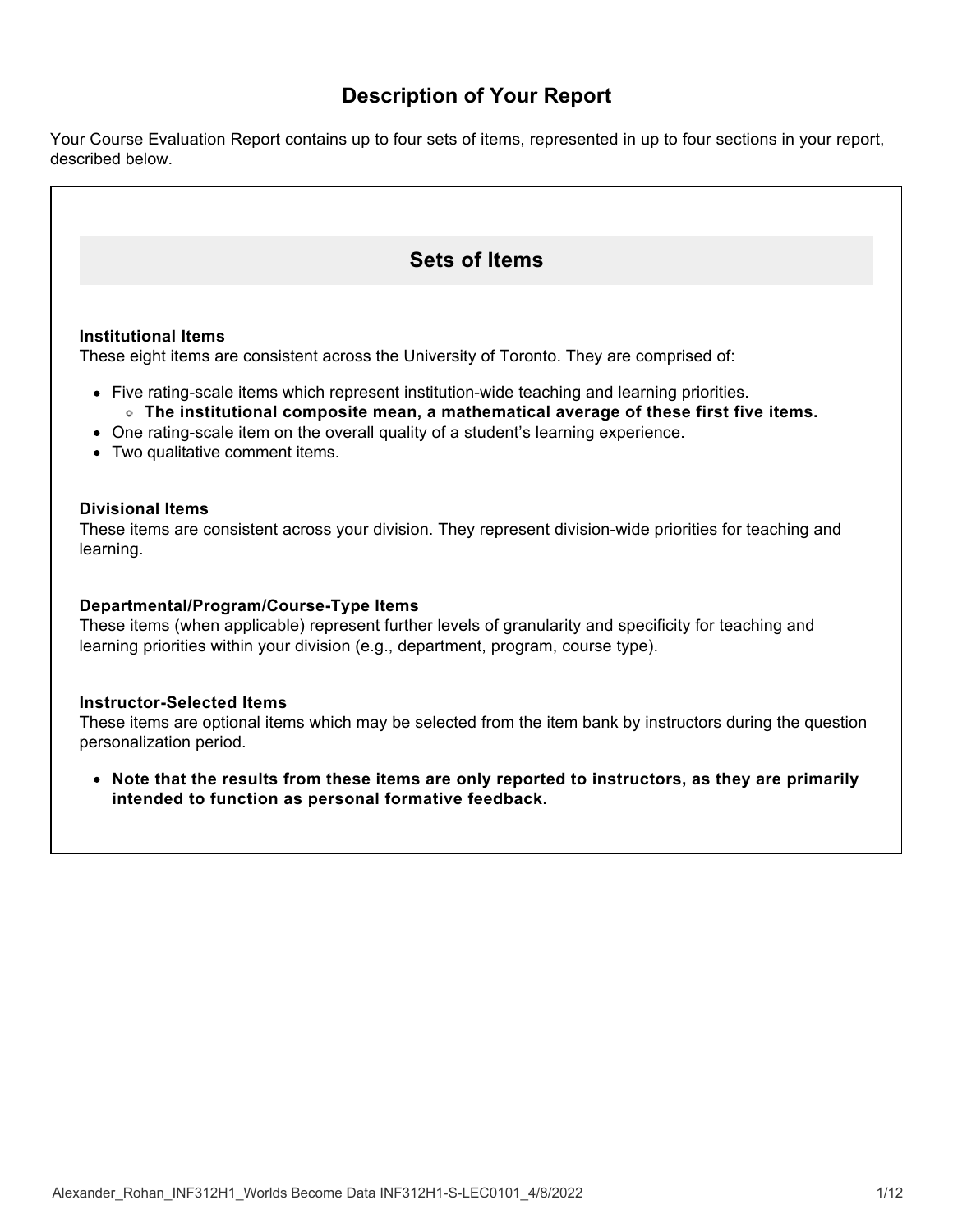# Description of Your Report

Your Course Evaluation Report contains up to four sets of items, represented in up to four sections in your report, described below.

## Sets of Items

**Institutional Items**
These eight items are consistent across the University of Toronto. They are comprised of:

- Five rating-scale items which represent institution-wide teaching and learning priorities.
  - **The institutional composite mean, a mathematical average of these first five items.**
- One rating-scale item on the overall quality of a student's learning experience.
- Two qualitative comment items.

**Divisional Items**
These items are consistent across your division. They represent division-wide priorities for teaching and learning.

**Departmental/Program/Course-Type Items**
These items (when applicable) represent further levels of granularity and specificity for teaching and learning priorities within your division (e.g., department, program, course type).

**Instructor-Selected Items**
These items are optional items which may be selected from the item bank by instructors during the question personalization period.

- **Note that the results from these items are only reported to instructors, as they are primarily intended to function as personal formative feedback.**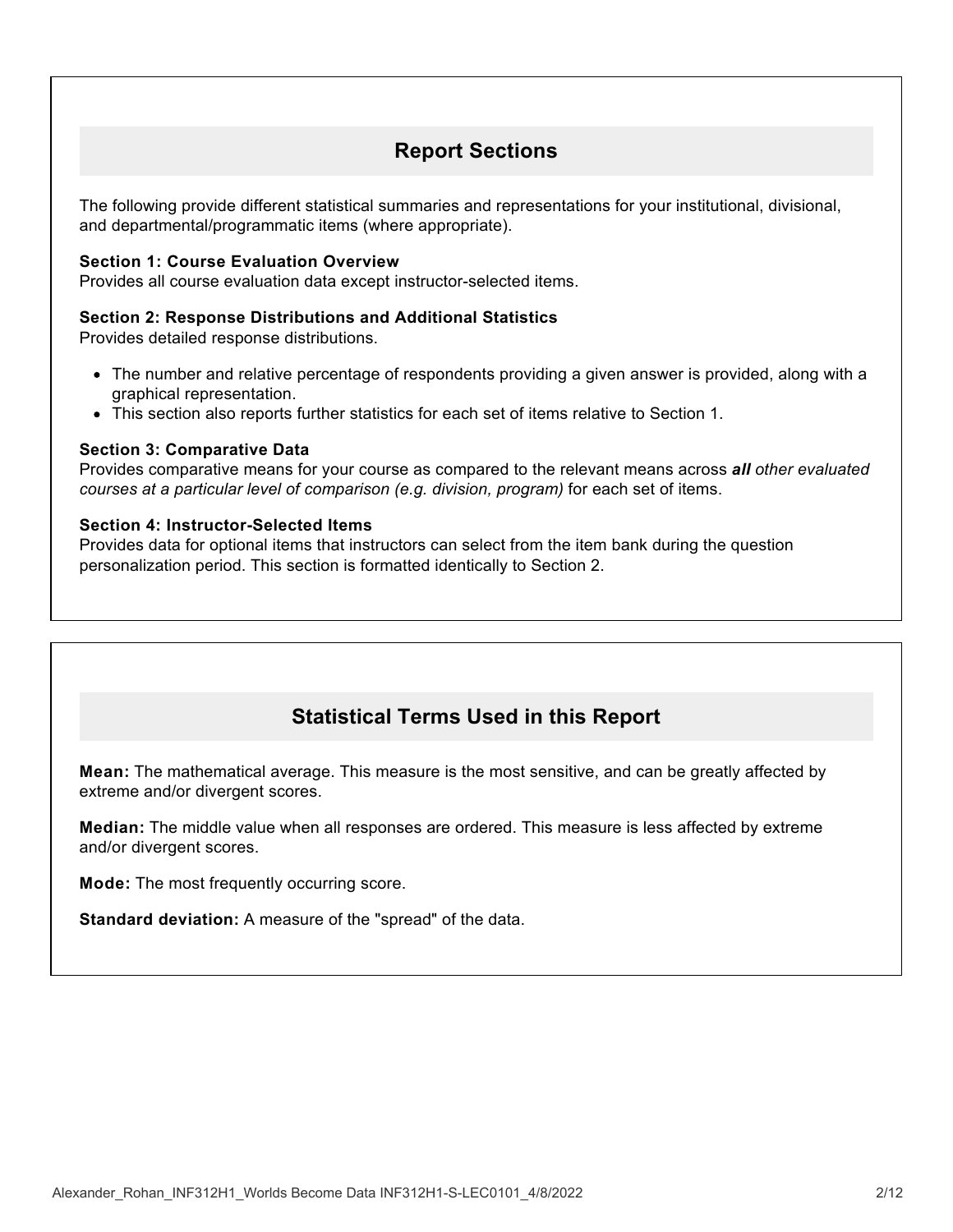## Report Sections

The following provide different statistical summaries and representations for your institutional, divisional, and departmental/programmatic items (where appropriate).

**Section 1: Course Evaluation Overview**
Provides all course evaluation data except instructor-selected items.

**Section 2: Response Distributions and Additional Statistics**
Provides detailed response distributions.

- The number and relative percentage of respondents providing a given answer is provided, along with a graphical representation.
- This section also reports further statistics for each set of items relative to Section 1.

**Section 3: Comparative Data**
Provides comparative means for your course as compared to the relevant means across ***all*** *other evaluated courses at a particular level of comparison (e.g. division, program)* for each set of items.

**Section 4: Instructor-Selected Items**
Provides data for optional items that instructors can select from the item bank during the question personalization period. This section is formatted identically to Section 2.

## Statistical Terms Used in this Report

**Mean:** The mathematical average. This measure is the most sensitive, and can be greatly affected by extreme and/or divergent scores.

**Median:** The middle value when all responses are ordered. This measure is less affected by extreme and/or divergent scores.

**Mode:** The most frequently occurring score.

**Standard deviation:** A measure of the "spread" of the data.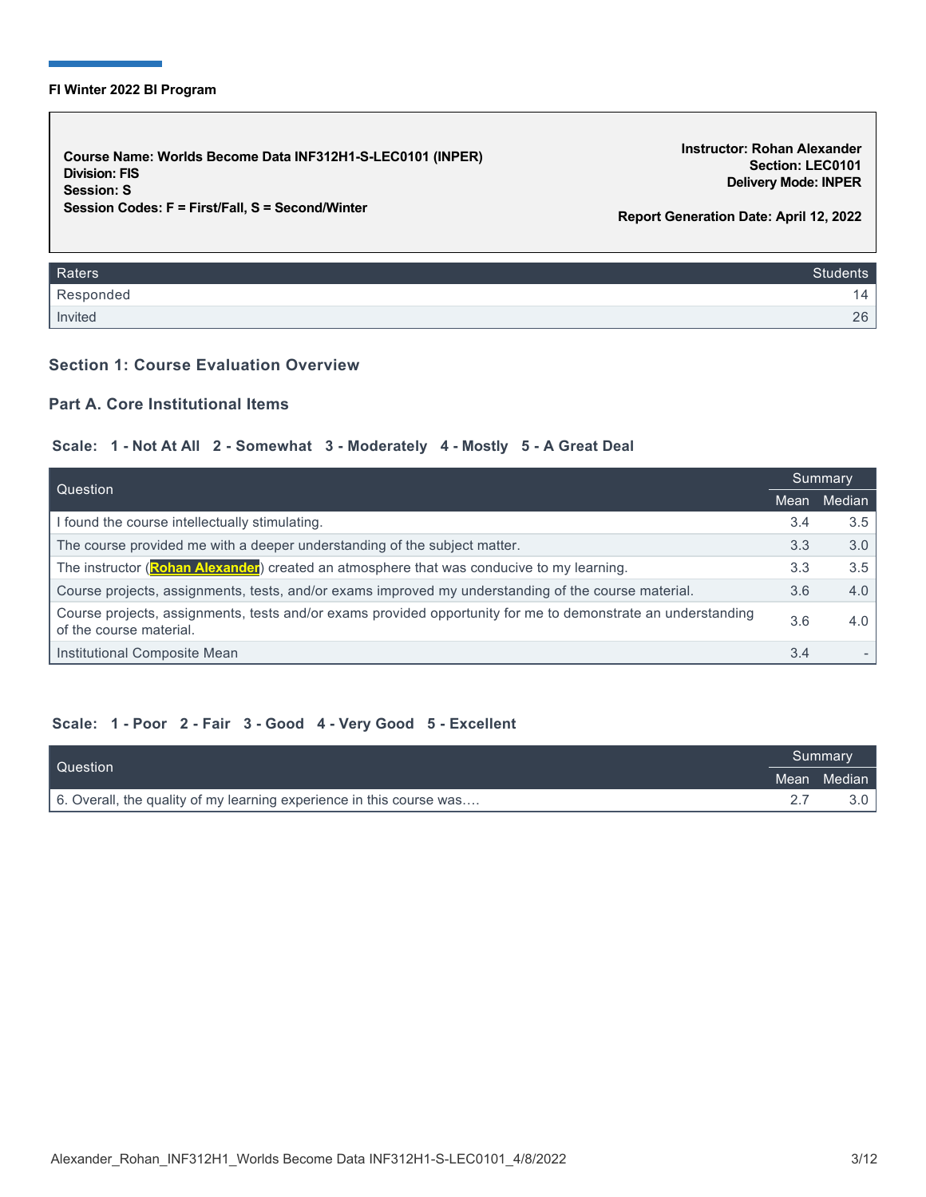**FI Winter 2022 BI Program**

**Course Name: Worlds Become Data INF312H1-S-LEC0101 (INPER)**
**Division: FIS**
**Session: S**
**Session Codes: F = First/Fall, S = Second/Winter**

**Instructor: Rohan Alexander**
**Section: LEC0101**
**Delivery Mode: INPER**

**Report Generation Date: April 12, 2022**

| Raters | Students |
|---|---|
| Responded | 14 |
| Invited | 26 |

### Section 1: Course Evaluation Overview

### Part A. Core Institutional Items

**Scale: 1 - Not At All 2 - Somewhat 3 - Moderately 4 - Mostly 5 - A Great Deal**

| Question | Summary | |
|---|---|---|
| | Mean | Median |
| I found the course intellectually stimulating. | 3.4 | 3.5 |
| The course provided me with a deeper understanding of the subject matter. | 3.3 | 3.0 |
| The instructor (Rohan Alexander) created an atmosphere that was conducive to my learning. | 3.3 | 3.5 |
| Course projects, assignments, tests, and/or exams improved my understanding of the course material. | 3.6 | 4.0 |
| Course projects, assignments, tests and/or exams provided opportunity for me to demonstrate an understanding of the course material. | 3.6 | 4.0 |
| Institutional Composite Mean | 3.4 | - |

**Scale: 1 - Poor 2 - Fair 3 - Good 4 - Very Good 5 - Excellent**

| Question | Summary | |
|---|---|---|
| | Mean | Median |
| 6. Overall, the quality of my learning experience in this course was…. | 2.7 | 3.0 |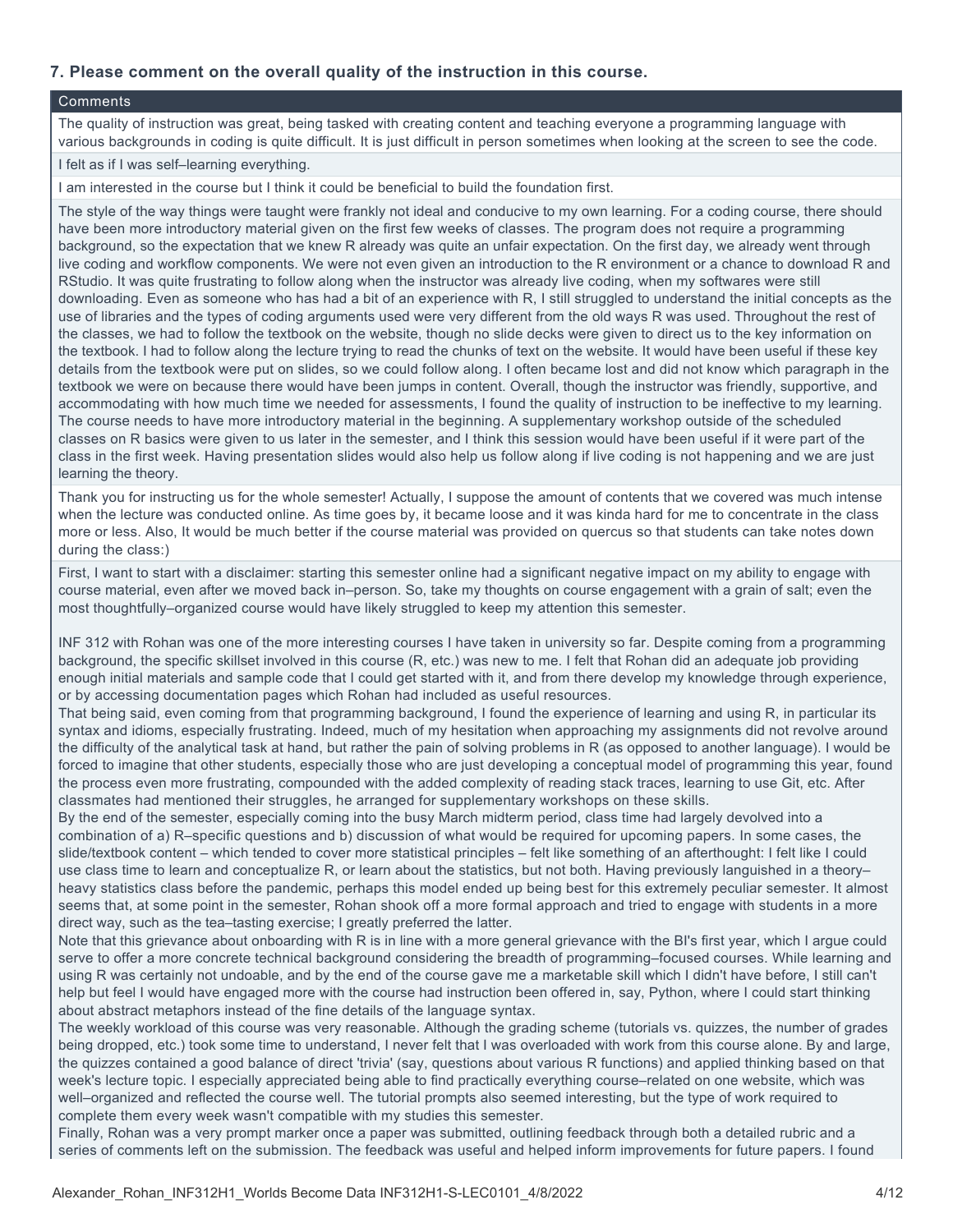### 7. Please comment on the overall quality of the instruction in this course.

| Comments |
| --- |
| The quality of instruction was great, being tasked with creating content and teaching everyone a programming language with various backgrounds in coding is quite difficult. It is just difficult in person sometimes when looking at the screen to see the code. |
| I felt as if I was self–learning everything. |
| I am interested in the course but I think it could be beneficial to build the foundation first. |
| The style of the way things were taught were frankly not ideal and conducive to my own learning. For a coding course, there should have been more introductory material given on the first few weeks of classes. The program does not require a programming background, so the expectation that we knew R already was quite an unfair expectation. On the first day, we already went through live coding and workflow components. We were not even given an introduction to the R environment or a chance to download R and RStudio. It was quite frustrating to follow along when the instructor was already live coding, when my softwares were still downloading. Even as someone who has had a bit of an experience with R, I still struggled to understand the initial concepts as the use of libraries and the types of coding arguments used were very different from the old ways R was used. Throughout the rest of the classes, we had to follow the textbook on the website, though no slide decks were given to direct us to the key information on the textbook. I had to follow along the lecture trying to read the chunks of text on the website. It would have been useful if these key details from the textbook were put on slides, so we could follow along. I often became lost and did not know which paragraph in the textbook we were on because there would have been jumps in content. Overall, though the instructor was friendly, supportive, and accommodating with how much time we needed for assessments, I found the quality of instruction to be ineffective to my learning. The course needs to have more introductory material in the beginning. A supplementary workshop outside of the scheduled classes on R basics were given to us later in the semester, and I think this session would have been useful if it were part of the class in the first week. Having presentation slides would also help us follow along if live coding is not happening and we are just learning the theory. |
| Thank you for instructing us for the whole semester! Actually, I suppose the amount of contents that we covered was much intense when the lecture was conducted online. As time goes by, it became loose and it was kinda hard for me to concentrate in the class more or less. Also, It would be much better if the course material was provided on quercus so that students can take notes down during the class:) |
| First, I want to start with a disclaimer: starting this semester online had a significant negative impact on my ability to engage with course material, even after we moved back in–person. So, take my thoughts on course engagement with a grain of salt; even the most thoughtfully–organized course would have likely struggled to keep my attention this semester.<br><br>INF 312 with Rohan was one of the more interesting courses I have taken in university so far. Despite coming from a programming background, the specific skillset involved in this course (R, etc.) was new to me. I felt that Rohan did an adequate job providing enough initial materials and sample code that I could get started with it, and from there develop my knowledge through experience, or by accessing documentation pages which Rohan had included as useful resources.<br>That being said, even coming from that programming background, I found the experience of learning and using R, in particular its syntax and idioms, especially frustrating. Indeed, much of my hesitation when approaching my assignments did not revolve around the difficulty of the analytical task at hand, but rather the pain of solving problems in R (as opposed to another language). I would be forced to imagine that other students, especially those who are just developing a conceptual model of programming this year, found the process even more frustrating, compounded with the added complexity of reading stack traces, learning to use Git, etc. After classmates had mentioned their struggles, he arranged for supplementary workshops on these skills.<br>By the end of the semester, especially coming into the busy March midterm period, class time had largely devolved into a combination of a) R–specific questions and b) discussion of what would be required for upcoming papers. In some cases, the slide/textbook content – which tended to cover more statistical principles – felt like something of an afterthought: I felt like I could use class time to learn and conceptualize R, or learn about the statistics, but not both. Having previously languished in a theory–heavy statistics class before the pandemic, perhaps this model ended up being best for this extremely peculiar semester. It almost seems that, at some point in the semester, Rohan shook off a more formal approach and tried to engage with students in a more direct way, such as the tea–tasting exercise; I greatly preferred the latter.<br>Note that this grievance about onboarding with R is in line with a more general grievance with the BI's first year, which I argue could serve to offer a more concrete technical background considering the breadth of programming–focused courses. While learning and using R was certainly not undoable, and by the end of the course gave me a marketable skill which I didn't have before, I still can't help but feel I would have engaged more with the course had instruction been offered in, say, Python, where I could start thinking about abstract metaphors instead of the fine details of the language syntax.<br>The weekly workload of this course was very reasonable. Although the grading scheme (tutorials vs. quizzes, the number of grades being dropped, etc.) took some time to understand, I never felt that I was overloaded with work from this course alone. By and large, the quizzes contained a good balance of direct 'trivia' (say, questions about various R functions) and applied thinking based on that week's lecture topic. I especially appreciated being able to find practically everything course–related on one website, which was well–organized and reflected the course well. The tutorial prompts also seemed interesting, but the type of work required to complete them every week wasn't compatible with my studies this semester.<br>Finally, Rohan was a very prompt marker once a paper was submitted, outlining feedback through both a detailed rubric and a series of comments left on the submission. The feedback was useful and helped inform improvements for future papers. I found |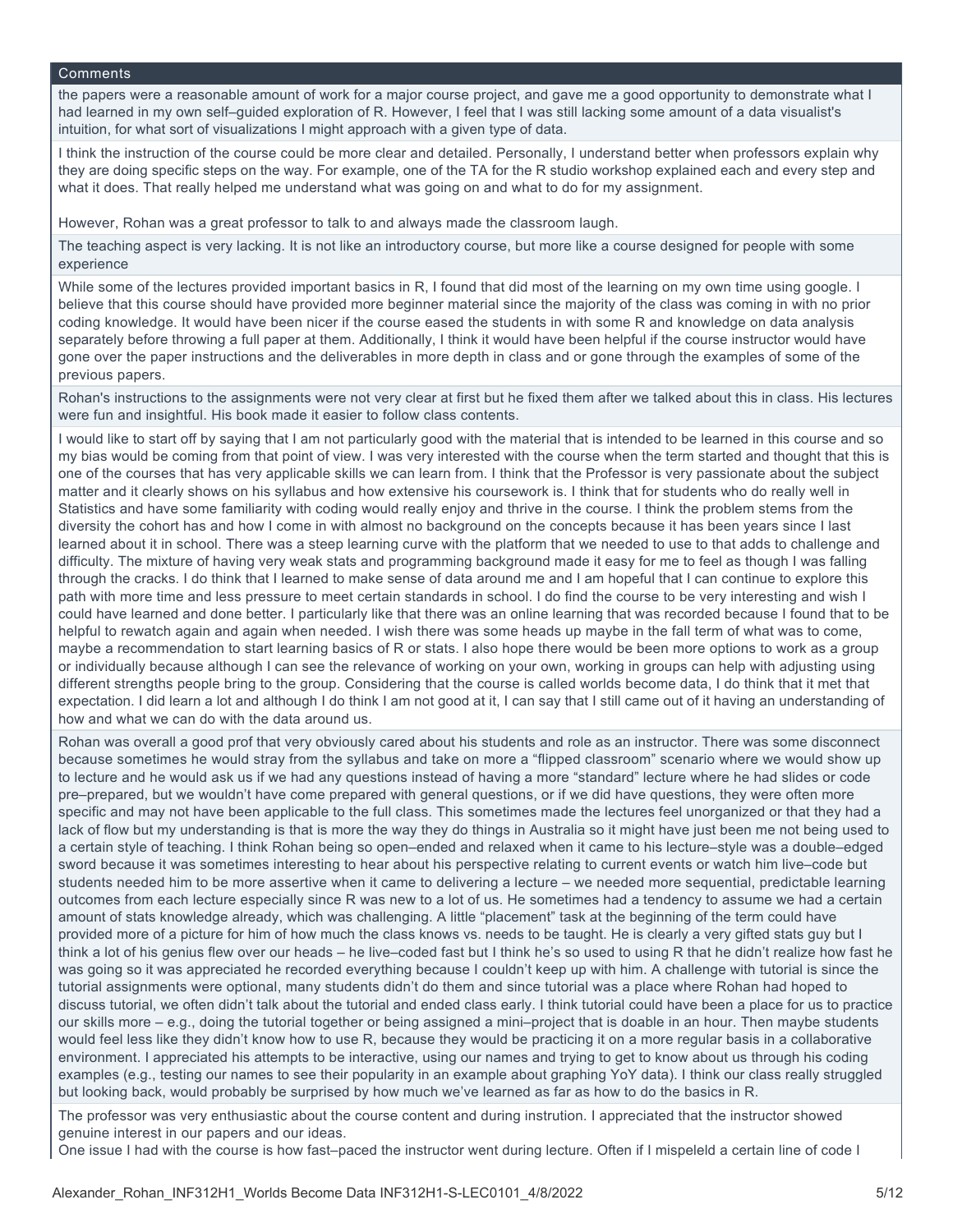## Comments

the papers were a reasonable amount of work for a major course project, and gave me a good opportunity to demonstrate what I had learned in my own self–guided exploration of R. However, I feel that I was still lacking some amount of a data visualist's intuition, for what sort of visualizations I might approach with a given type of data.

---

I think the instruction of the course could be more clear and detailed. Personally, I understand better when professors explain why they are doing specific steps on the way. For example, one of the TA for the R studio workshop explained each and every step and what it does. That really helped me understand what was going on and what to do for my assignment.

However, Rohan was a great professor to talk to and always made the classroom laugh.

---

The teaching aspect is very lacking. It is not like an introductory course, but more like a course designed for people with some experience

---

While some of the lectures provided important basics in R, I found that did most of the learning on my own time using google. I believe that this course should have provided more beginner material since the majority of the class was coming in with no prior coding knowledge. It would have been nicer if the course eased the students in with some R and knowledge on data analysis separately before throwing a full paper at them. Additionally, I think it would have been helpful if the course instructor would have gone over the paper instructions and the deliverables in more depth in class and or gone through the examples of some of the previous papers.

---

Rohan's instructions to the assignments were not very clear at first but he fixed them after we talked about this in class. His lectures were fun and insightful. His book made it easier to follow class contents.

---

I would like to start off by saying that I am not particularly good with the material that is intended to be learned in this course and so my bias would be coming from that point of view. I was very interested with the course when the term started and thought that this is one of the courses that has very applicable skills we can learn from. I think that the Professor is very passionate about the subject matter and it clearly shows on his syllabus and how extensive his coursework is. I think that for students who do really well in Statistics and have some familiarity with coding would really enjoy and thrive in the course. I think the problem stems from the diversity the cohort has and how I come in with almost no background on the concepts because it has been years since I last learned about it in school. There was a steep learning curve with the platform that we needed to use to that adds to challenge and difficulty. The mixture of having very weak stats and programming background made it easy for me to feel as though I was falling through the cracks. I do think that I learned to make sense of data around me and I am hopeful that I can continue to explore this path with more time and less pressure to meet certain standards in school. I do find the course to be very interesting and wish I could have learned and done better. I particularly like that there was an online learning that was recorded because I found that to be helpful to rewatch again and again when needed. I wish there was some heads up maybe in the fall term of what was to come, maybe a recommendation to start learning basics of R or stats. I also hope there would be been more options to work as a group or individually because although I can see the relevance of working on your own, working in groups can help with adjusting using different strengths people bring to the group. Considering that the course is called worlds become data, I do think that it met that expectation. I did learn a lot and although I do think I am not good at it, I can say that I still came out of it having an understanding of how and what we can do with the data around us.

---

Rohan was overall a good prof that very obviously cared about his students and role as an instructor. There was some disconnect because sometimes he would stray from the syllabus and take on more a "flipped classroom" scenario where we would show up to lecture and he would ask us if we had any questions instead of having a more "standard" lecture where he had slides or code pre–prepared, but we wouldn't have come prepared with general questions, or if we did have questions, they were often more specific and may not have been applicable to the full class. This sometimes made the lectures feel unorganized or that they had a lack of flow but my understanding is that is more the way they do things in Australia so it might have just been me not being used to a certain style of teaching. I think Rohan being so open–ended and relaxed when it came to his lecture–style was a double–edged sword because it was sometimes interesting to hear about his perspective relating to current events or watch him live–code but students needed him to be more assertive when it came to delivering a lecture – we needed more sequential, predictable learning outcomes from each lecture especially since R was new to a lot of us. He sometimes had a tendency to assume we had a certain amount of stats knowledge already, which was challenging. A little "placement" task at the beginning of the term could have provided more of a picture for him of how much the class knows vs. needs to be taught. He is clearly a very gifted stats guy but I think a lot of his genius flew over our heads – he live–coded fast but I think he's so used to using R that he didn't realize how fast he was going so it was appreciated he recorded everything because I couldn't keep up with him. A challenge with tutorial is since the tutorial assignments were optional, many students didn't do them and since tutorial was a place where Rohan had hoped to discuss tutorial, we often didn't talk about the tutorial and ended class early. I think tutorial could have been a place for us to practice our skills more – e.g., doing the tutorial together or being assigned a mini–project that is doable in an hour. Then maybe students would feel less like they didn't know how to use R, because they would be practicing it on a more regular basis in a collaborative environment. I appreciated his attempts to be interactive, using our names and trying to get to know about us through his coding examples (e.g., testing our names to see their popularity in an example about graphing YoY data). I think our class really struggled but looking back, would probably be surprised by how much we've learned as far as how to do the basics in R.

---

The professor was very enthusiastic about the course content and during instrution. I appreciated that the instructor showed genuine interest in our papers and our ideas.
One issue I had with the course is how fast–paced the instructor went during lecture. Often if I mispeleld a certain line of code I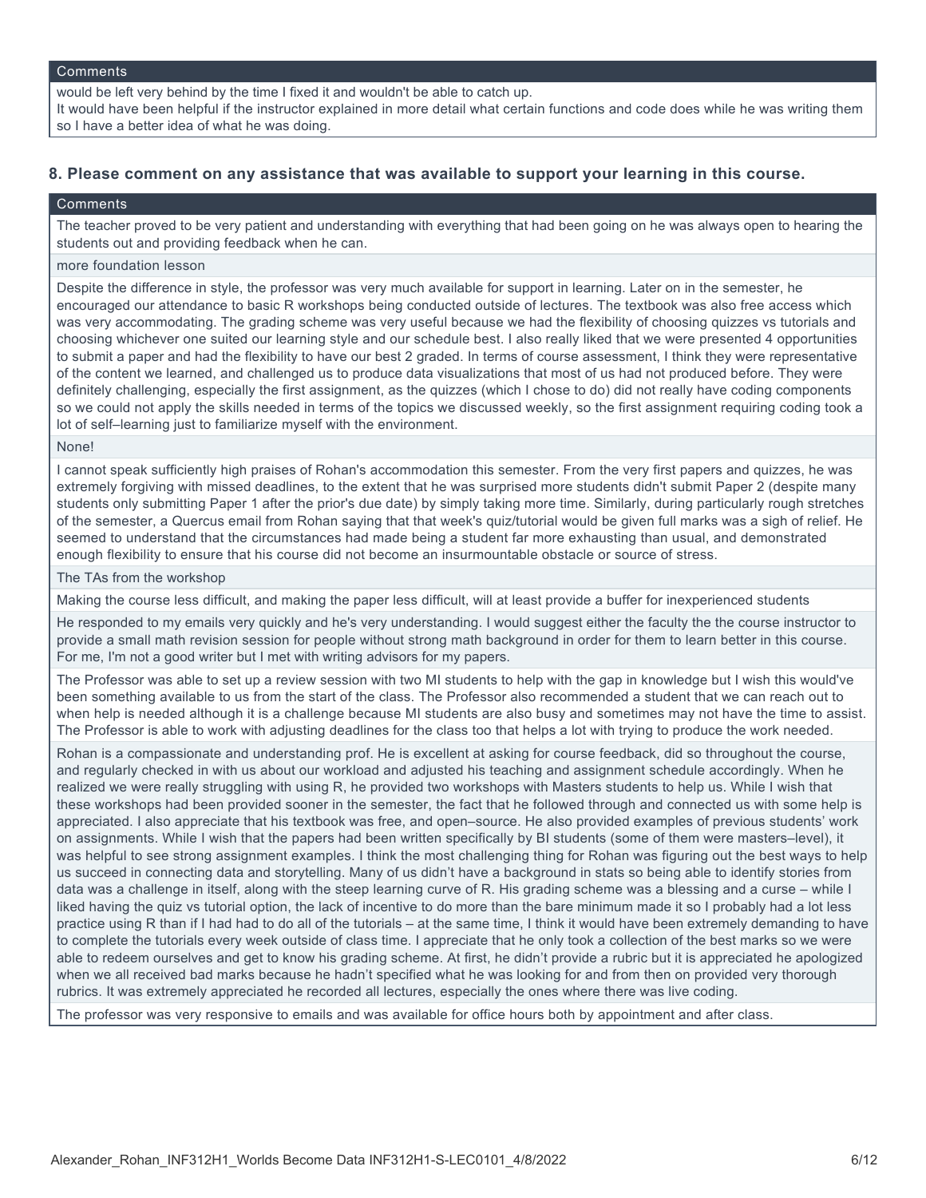| Comments |
| --- |
| would be left very behind by the time I fixed it and wouldn't be able to catch up. It would have been helpful if the instructor explained in more detail what certain functions and code does while he was writing them so I have a better idea of what he was doing. |

### 8. Please comment on any assistance that was available to support your learning in this course.

| Comments |
| --- |
| The teacher proved to be very patient and understanding with everything that had been going on he was always open to hearing the students out and providing feedback when he can. |
| more foundation lesson |
| Despite the difference in style, the professor was very much available for support in learning. Later on in the semester, he encouraged our attendance to basic R workshops being conducted outside of lectures. The textbook was also free access which was very accommodating. The grading scheme was very useful because we had the flexibility of choosing quizzes vs tutorials and choosing whichever one suited our learning style and our schedule best. I also really liked that we were presented 4 opportunities to submit a paper and had the flexibility to have our best 2 graded. In terms of course assessment, I think they were representative of the content we learned, and challenged us to produce data visualizations that most of us had not produced before. They were definitely challenging, especially the first assignment, as the quizzes (which I chose to do) did not really have coding components so we could not apply the skills needed in terms of the topics we discussed weekly, so the first assignment requiring coding took a lot of self–learning just to familiarize myself with the environment. |
| None! |
| I cannot speak sufficiently high praises of Rohan's accommodation this semester. From the very first papers and quizzes, he was extremely forgiving with missed deadlines, to the extent that he was surprised more students didn't submit Paper 2 (despite many students only submitting Paper 1 after the prior's due date) by simply taking more time. Similarly, during particularly rough stretches of the semester, a Quercus email from Rohan saying that that week's quiz/tutorial would be given full marks was a sigh of relief. He seemed to understand that the circumstances had made being a student far more exhausting than usual, and demonstrated enough flexibility to ensure that his course did not become an insurmountable obstacle or source of stress. |
| The TAs from the workshop |
| Making the course less difficult, and making the paper less difficult, will at least provide a buffer for inexperienced students |
| He responded to my emails very quickly and he's very understanding. I would suggest either the faculty the the course instructor to provide a small math revision session for people without strong math background in order for them to learn better in this course. For me, I'm not a good writer but I met with writing advisors for my papers. |
| The Professor was able to set up a review session with two MI students to help with the gap in knowledge but I wish this would've been something available to us from the start of the class. The Professor also recommended a student that we can reach out to when help is needed although it is a challenge because MI students are also busy and sometimes may not have the time to assist. The Professor is able to work with adjusting deadlines for the class too that helps a lot with trying to produce the work needed. |
| Rohan is a compassionate and understanding prof. He is excellent at asking for course feedback, did so throughout the course, and regularly checked in with us about our workload and adjusted his teaching and assignment schedule accordingly. When he realized we were really struggling with using R, he provided two workshops with Masters students to help us. While I wish that these workshops had been provided sooner in the semester, the fact that he followed through and connected us with some help is appreciated. I also appreciate that his textbook was free, and open–source. He also provided examples of previous students' work on assignments. While I wish that the papers had been written specifically by BI students (some of them were masters–level), it was helpful to see strong assignment examples. I think the most challenging thing for Rohan was figuring out the best ways to help us succeed in connecting data and storytelling. Many of us didn't have a background in stats so being able to identify stories from data was a challenge in itself, along with the steep learning curve of R. His grading scheme was a blessing and a curse – while I liked having the quiz vs tutorial option, the lack of incentive to do more than the bare minimum made it so I probably had a lot less practice using R than if I had had to do all of the tutorials – at the same time, I think it would have been extremely demanding to have to complete the tutorials every week outside of class time. I appreciate that he only took a collection of the best marks so we were able to redeem ourselves and get to know his grading scheme. At first, he didn't provide a rubric but it is appreciated he apologized when we all received bad marks because he hadn't specified what he was looking for and from then on provided very thorough rubrics. It was extremely appreciated he recorded all lectures, especially the ones where there was live coding. |
| The professor was very responsive to emails and was available for office hours both by appointment and after class. |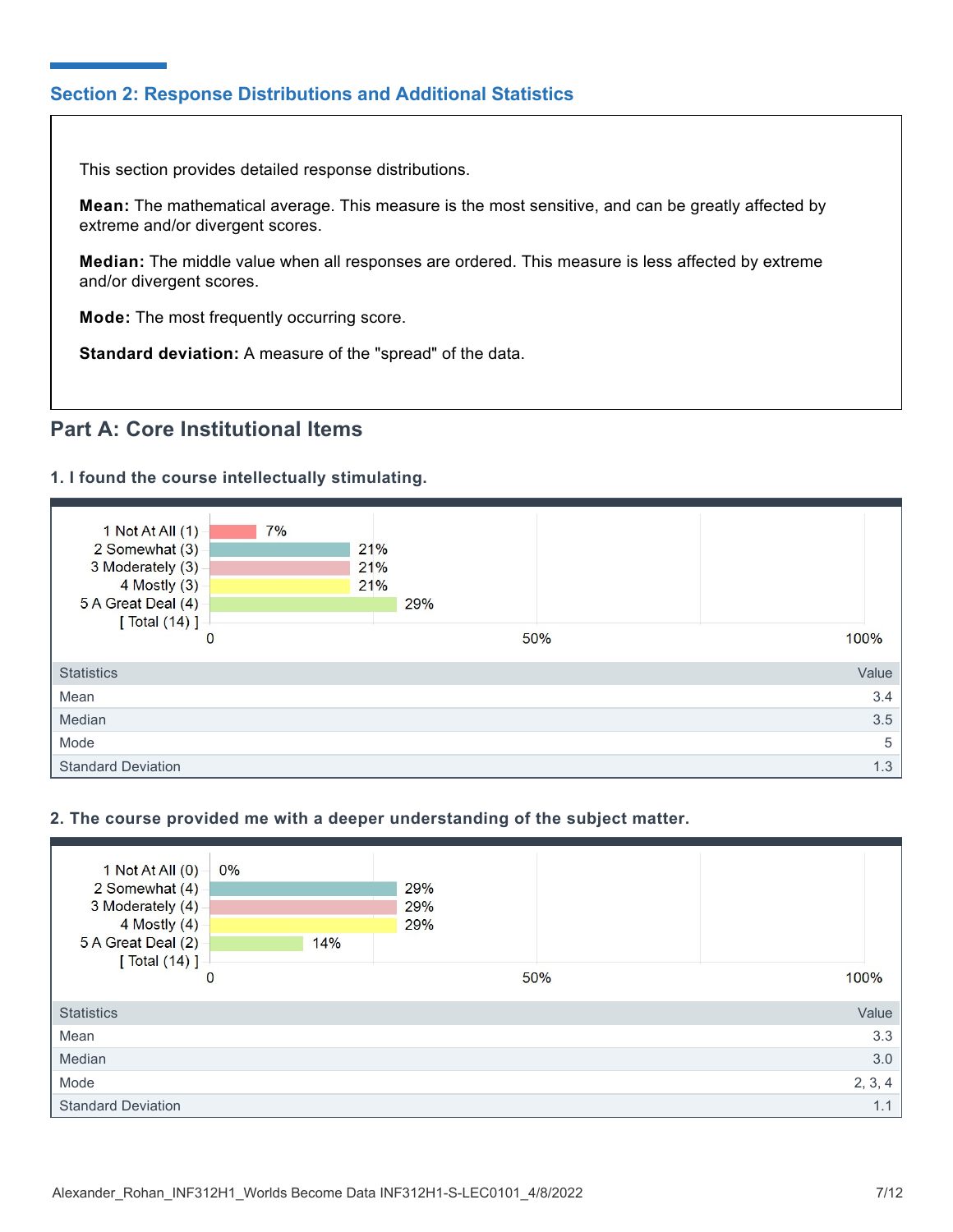## Section 2: Response Distributions and Additional Statistics

This section provides detailed response distributions.

**Mean:** The mathematical average. This measure is the most sensitive, and can be greatly affected by extreme and/or divergent scores.

**Median:** The middle value when all responses are ordered. This measure is less affected by extreme and/or divergent scores.

**Mode:** The most frequently occurring score.

**Standard deviation:** A measure of the "spread" of the data.

## Part A: Core Institutional Items

### 1. I found the course intellectually stimulating.

| Response | Percentage |
|---|---|
| 1 Not At All (1) | 7% |
| 2 Somewhat (3) | 21% |
| 3 Moderately (3) | 21% |
| 4 Mostly (3) | 21% |
| 5 A Great Deal (4) | 29% |
| [ Total (14) ] | |

| Statistics | Value |
|---|---|
| Mean | 3.4 |
| Median | 3.5 |
| Mode | 5 |
| Standard Deviation | 1.3 |

### 2. The course provided me with a deeper understanding of the subject matter.

| Response | Percentage |
|---|---|
| 1 Not At All (0) | 0% |
| 2 Somewhat (4) | 29% |
| 3 Moderately (4) | 29% |
| 4 Mostly (4) | 29% |
| 5 A Great Deal (2) | 14% |
| [ Total (14) ] | |

| Statistics | Value |
|---|---|
| Mean | 3.3 |
| Median | 3.0 |
| Mode | 2, 3, 4 |
| Standard Deviation | 1.1 |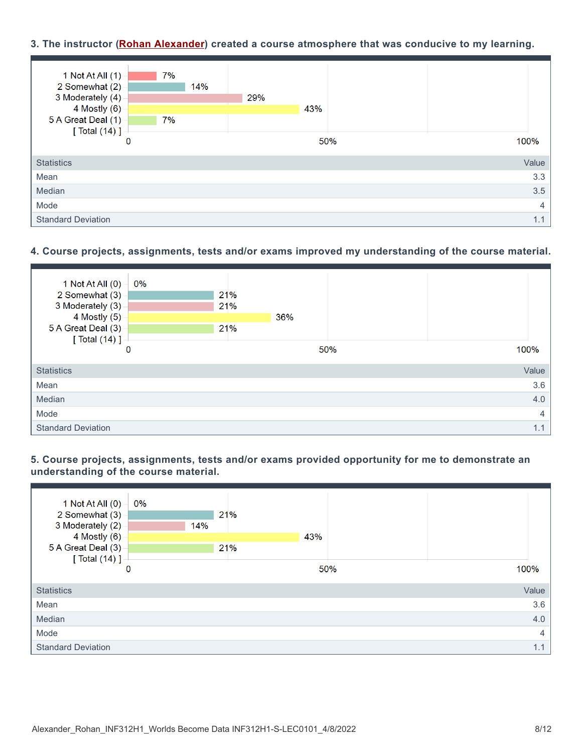### 3. The instructor (Rohan Alexander) created a course atmosphere that was conducive to my learning.

| Response | Percentage |
| --- | --- |
| 1 Not At All (1) | 7% |
| 2 Somewhat (2) | 14% |
| 3 Moderately (4) | 29% |
| 4 Mostly (6) | 43% |
| 5 A Great Deal (1) | 7% |
| [ Total (14) ] | |

| Statistics | Value |
| --- | --- |
| Mean | 3.3 |
| Median | 3.5 |
| Mode | 4 |
| Standard Deviation | 1.1 |

### 4. Course projects, assignments, tests and/or exams improved my understanding of the course material.

| Response | Percentage |
| --- | --- |
| 1 Not At All (0) | 0% |
| 2 Somewhat (3) | 21% |
| 3 Moderately (3) | 21% |
| 4 Mostly (5) | 36% |
| 5 A Great Deal (3) | 21% |
| [ Total (14) ] | |

| Statistics | Value |
| --- | --- |
| Mean | 3.6 |
| Median | 4.0 |
| Mode | 4 |
| Standard Deviation | 1.1 |

### 5. Course projects, assignments, tests and/or exams provided opportunity for me to demonstrate an understanding of the course material.

| Response | Percentage |
| --- | --- |
| 1 Not At All (0) | 0% |
| 2 Somewhat (3) | 21% |
| 3 Moderately (2) | 14% |
| 4 Mostly (6) | 43% |
| 5 A Great Deal (3) | 21% |
| [ Total (14) ] | |

| Statistics | Value |
| --- | --- |
| Mean | 3.6 |
| Median | 4.0 |
| Mode | 4 |
| Standard Deviation | 1.1 |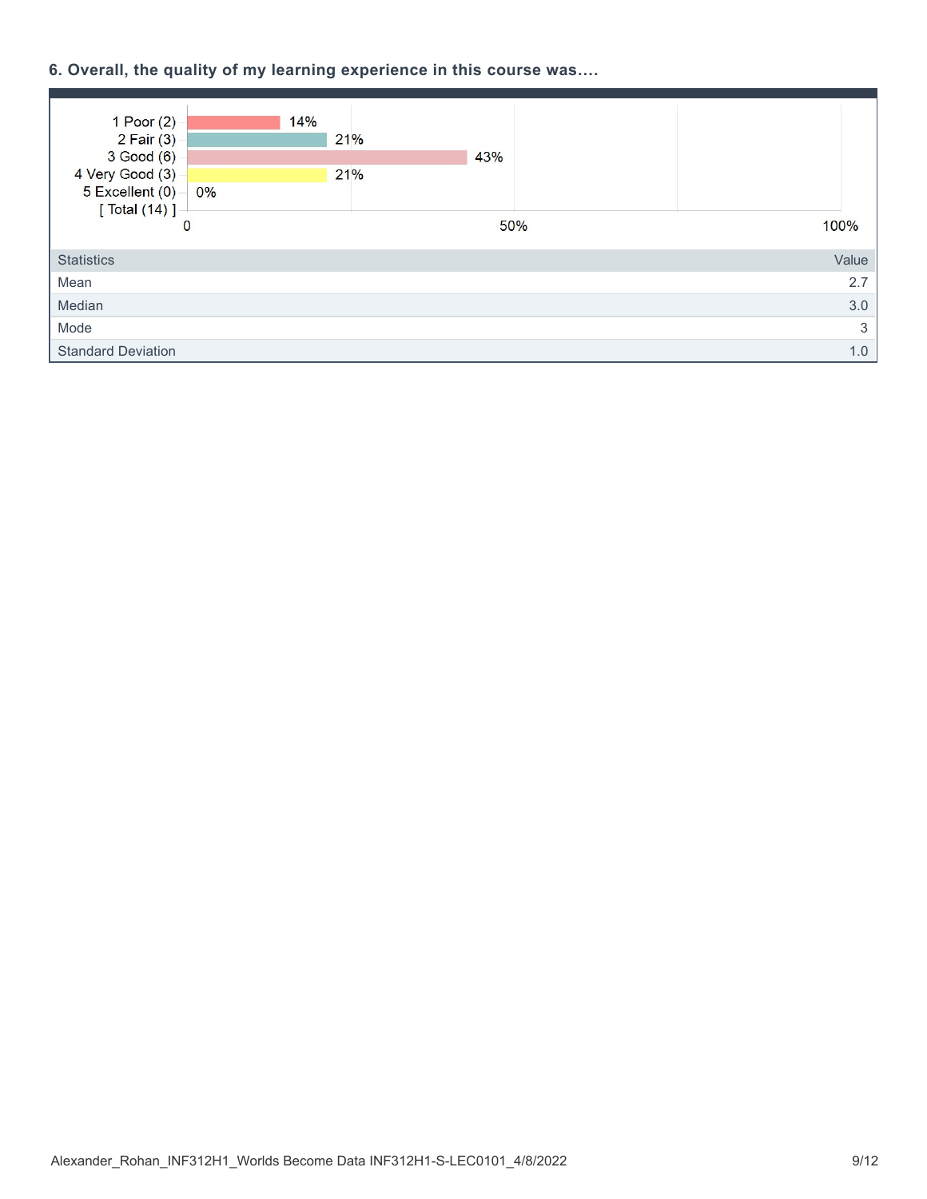### 6. Overall, the quality of my learning experience in this course was....

| Response | Percentage |
| --- | --- |
| 1 Poor (2) | 14% |
| 2 Fair (3) | 21% |
| 3 Good (6) | 43% |
| 4 Very Good (3) | 21% |
| 5 Excellent (0) | 0% |
| [ Total (14) ] | |

| Statistics | Value |
| --- | --- |
| Mean | 2.7 |
| Median | 3.0 |
| Mode | 3 |
| Standard Deviation | 1.0 |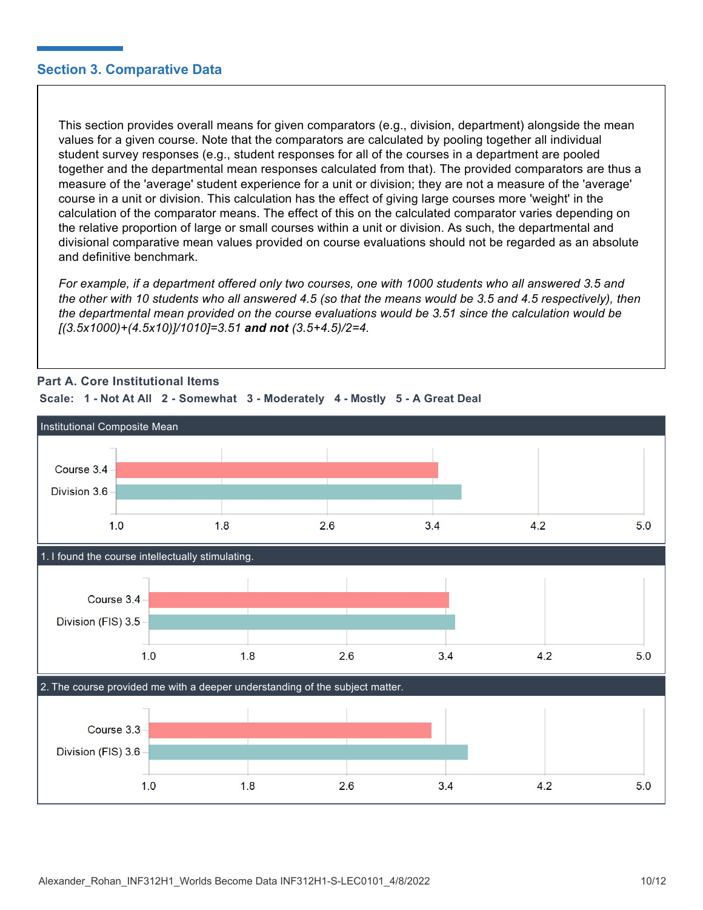## Section 3. Comparative Data

This section provides overall means for given comparators (e.g., division, department) alongside the mean values for a given course. Note that the comparators are calculated by pooling together all individual student survey responses (e.g., student responses for all of the courses in a department are pooled together and the departmental mean responses calculated from that). The provided comparators are thus a measure of the 'average' student experience for a unit or division; they are not a measure of the 'average' course in a unit or division. This calculation has the effect of giving large courses more 'weight' in the calculation of the comparator means. The effect of this on the calculated comparator varies depending on the relative proportion of large or small courses within a unit or division. As such, the departmental and divisional comparative mean values provided on course evaluations should not be regarded as an absolute and definitive benchmark.

*For example, if a department offered only two courses, one with 1000 students who all answered 3.5 and the other with 10 students who all answered 4.5 (so that the means would be 3.5 and 4.5 respectively), then the departmental mean provided on the course evaluations would be 3.51 since the calculation would be [(3.5x1000)+(4.5x10)]/1010]=3.51* ***and not*** *(3.5+4.5)/2=4.*

### Part A. Core Institutional Items

**Scale: 1 - Not At All 2 - Somewhat 3 - Moderately 4 - Mostly 5 - A Great Deal**

**Institutional Composite Mean**

| | Mean |
|---|---|
| Course | 3.4 |
| Division | 3.6 |

**1. I found the course intellectually stimulating.**

| | Mean |
|---|---|
| Course | 3.4 |
| Division (FIS) | 3.5 |

**2. The course provided me with a deeper understanding of the subject matter.**

| | Mean |
|---|---|
| Course | 3.3 |
| Division (FIS) | 3.6 |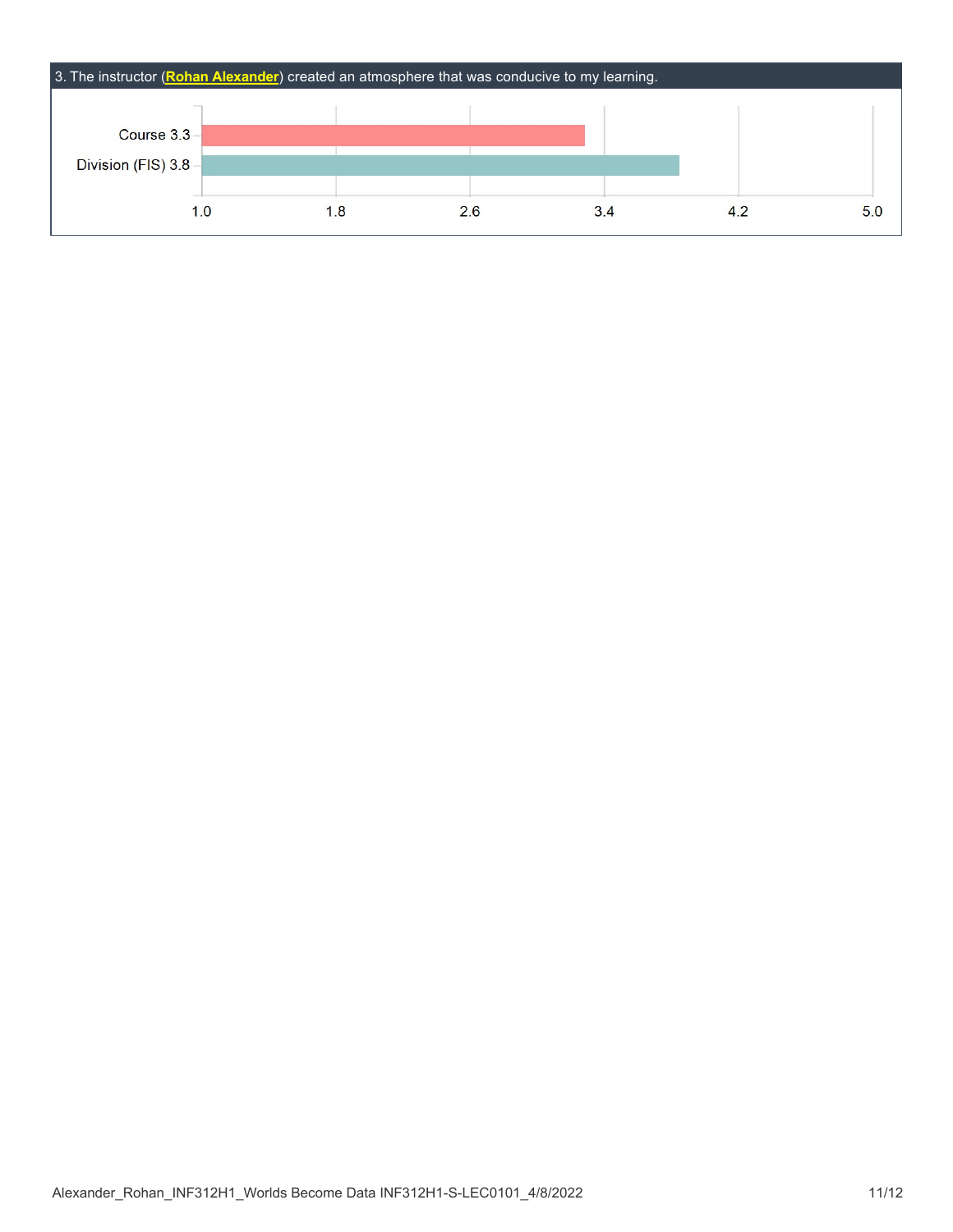### 3. The instructor (**Rohan Alexander**) created an atmosphere that was conducive to my learning.

| | Mean |
| --- | --- |
| Course | 3.3 |
| Division (FIS) | 3.8 |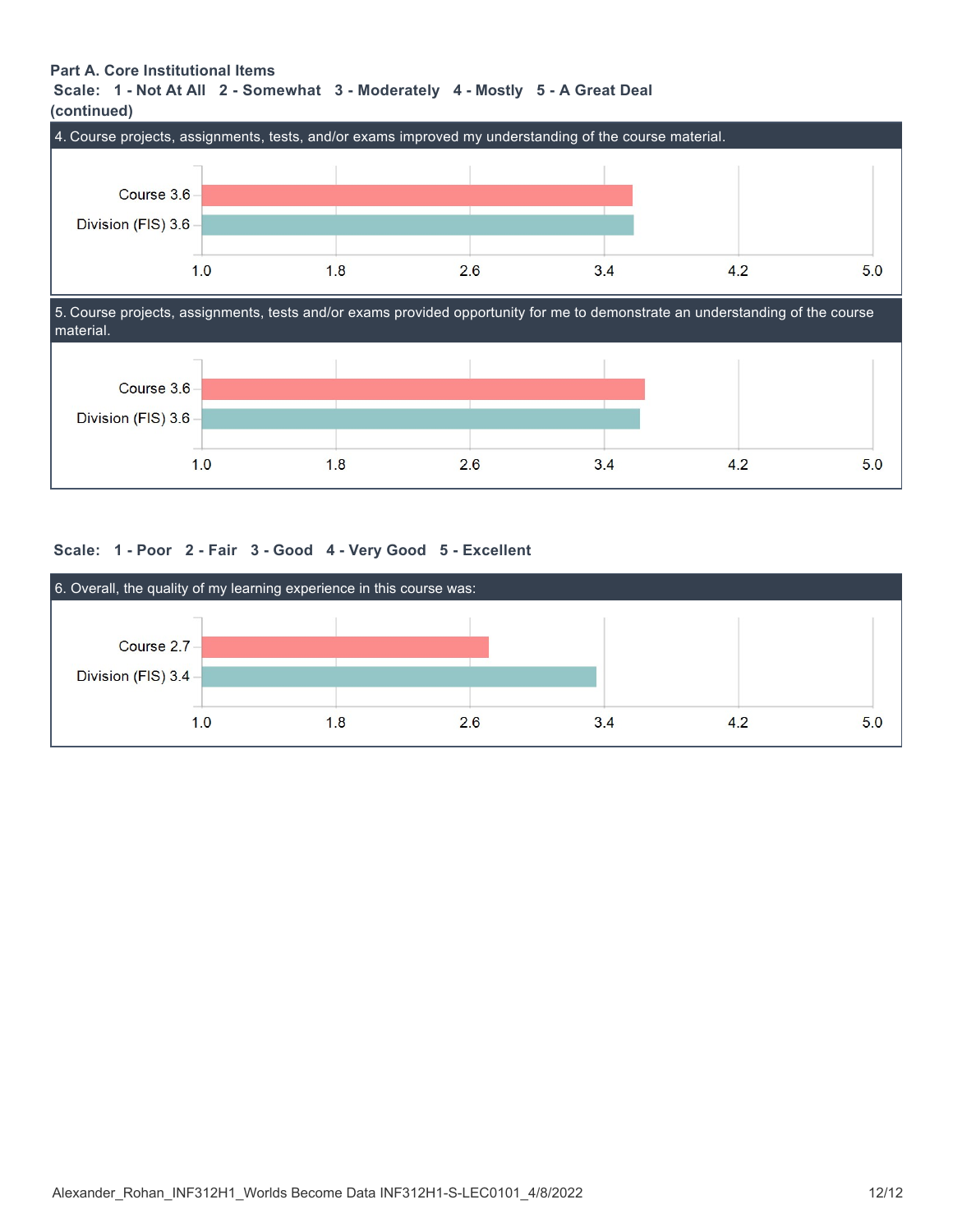**Part A. Core Institutional Items**

**Scale: 1 - Not At All 2 - Somewhat 3 - Moderately 4 - Mostly 5 - A Great Deal**

**(continued)**

4. Course projects, assignments, tests, and/or exams improved my understanding of the course material.

Course 3.6
Division (FIS) 3.6

1.0 1.8 2.6 3.4 4.2 5.0

5. Course projects, assignments, tests and/or exams provided opportunity for me to demonstrate an understanding of the course material.

Course 3.6
Division (FIS) 3.6

1.0 1.8 2.6 3.4 4.2 5.0

**Scale: 1 - Poor 2 - Fair 3 - Good 4 - Very Good 5 - Excellent**

6. Overall, the quality of my learning experience in this course was:

Course 2.7
Division (FIS) 3.4

1.0 1.8 2.6 3.4 4.2 5.0